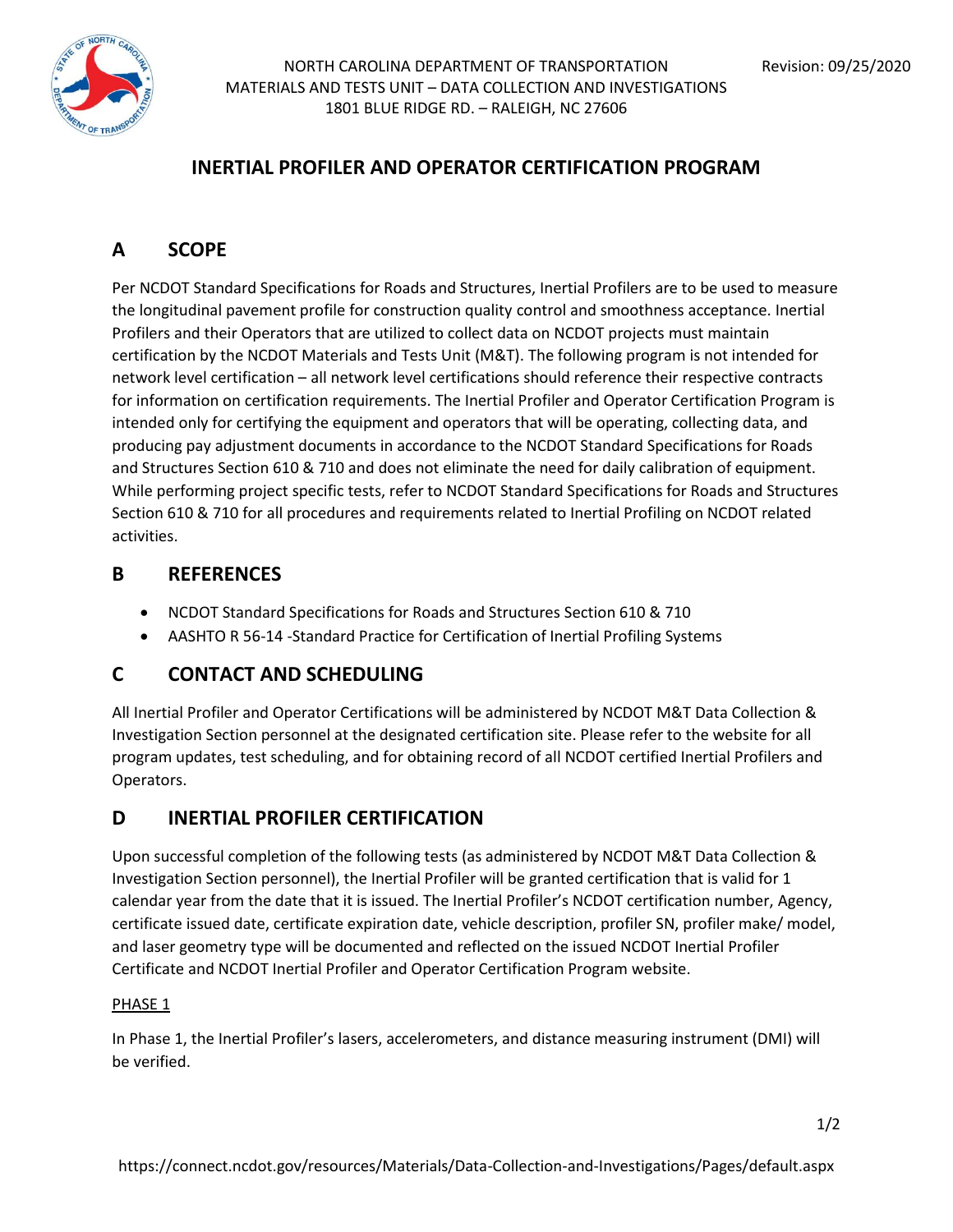NORTH CAROLINA DEPARTMENT OF TRANSPORTATION
MATERIALS AND TESTS UNIT – DATA COLLECTION AND INVESTIGATIONS
1801 BLUE RIDGE RD. – RALEIGH, NC 27606

Revision: 09/25/2020

# INERTIAL PROFILER AND OPERATOR CERTIFICATION PROGRAM

## A SCOPE

Per NCDOT Standard Specifications for Roads and Structures, Inertial Profilers are to be used to measure the longitudinal pavement profile for construction quality control and smoothness acceptance. Inertial Profilers and their Operators that are utilized to collect data on NCDOT projects must maintain certification by the NCDOT Materials and Tests Unit (M&T). The following program is not intended for network level certification – all network level certifications should reference their respective contracts for information on certification requirements. The Inertial Profiler and Operator Certification Program is intended only for certifying the equipment and operators that will be operating, collecting data, and producing pay adjustment documents in accordance to the NCDOT Standard Specifications for Roads and Structures Section 610 & 710 and does not eliminate the need for daily calibration of equipment. While performing project specific tests, refer to NCDOT Standard Specifications for Roads and Structures Section 610 & 710 for all procedures and requirements related to Inertial Profiling on NCDOT related activities.

## B REFERENCES

- NCDOT Standard Specifications for Roads and Structures Section 610 & 710
- AASHTO R 56-14 -Standard Practice for Certification of Inertial Profiling Systems

## C CONTACT AND SCHEDULING

All Inertial Profiler and Operator Certifications will be administered by NCDOT M&T Data Collection & Investigation Section personnel at the designated certification site. Please refer to the website for all program updates, test scheduling, and for obtaining record of all NCDOT certified Inertial Profilers and Operators.

## D INERTIAL PROFILER CERTIFICATION

Upon successful completion of the following tests (as administered by NCDOT M&T Data Collection & Investigation Section personnel), the Inertial Profiler will be granted certification that is valid for 1 calendar year from the date that it is issued. The Inertial Profiler's NCDOT certification number, Agency, certificate issued date, certificate expiration date, vehicle description, profiler SN, profiler make/ model, and laser geometry type will be documented and reflected on the issued NCDOT Inertial Profiler Certificate and NCDOT Inertial Profiler and Operator Certification Program website.

PHASE 1

In Phase 1, the Inertial Profiler's lasers, accelerometers, and distance measuring instrument (DMI) will be verified.

https://connect.ncdot.gov/resources/Materials/Data-Collection-and-Investigations/Pages/default.aspx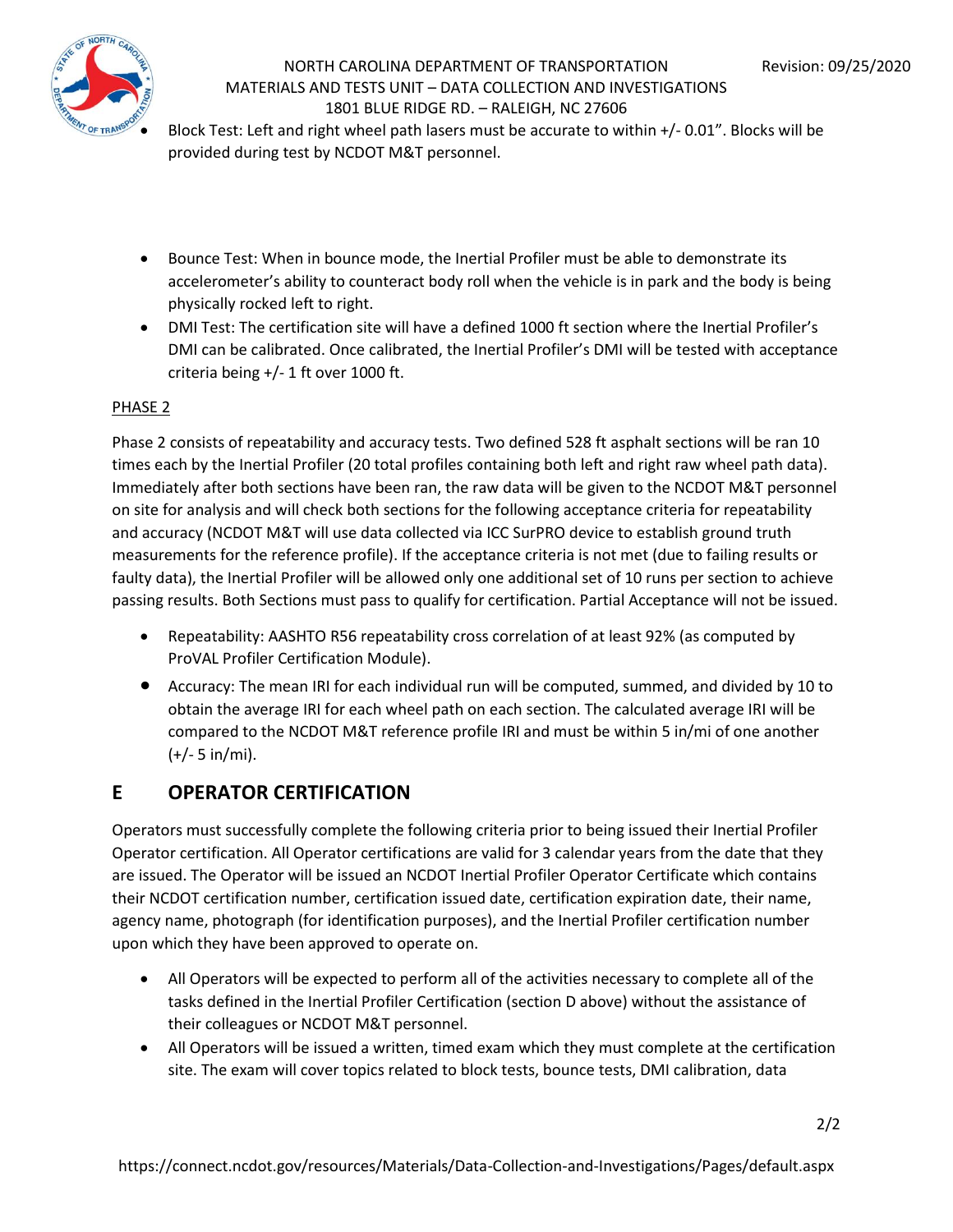- Block Test: Left and right wheel path lasers must be accurate to within +/- 0.01”. Blocks will be provided during test by NCDOT M&T personnel.

- Bounce Test: When in bounce mode, the Inertial Profiler must be able to demonstrate its accelerometer’s ability to counteract body roll when the vehicle is in park and the body is being physically rocked left to right.
- DMI Test: The certification site will have a defined 1000 ft section where the Inertial Profiler’s DMI can be calibrated. Once calibrated, the Inertial Profiler’s DMI will be tested with acceptance criteria being +/- 1 ft over 1000 ft.

PHASE 2

Phase 2 consists of repeatability and accuracy tests. Two defined 528 ft asphalt sections will be ran 10 times each by the Inertial Profiler (20 total profiles containing both left and right raw wheel path data). Immediately after both sections have been ran, the raw data will be given to the NCDOT M&T personnel on site for analysis and will check both sections for the following acceptance criteria for repeatability and accuracy (NCDOT M&T will use data collected via ICC SurPRO device to establish ground truth measurements for the reference profile). If the acceptance criteria is not met (due to failing results or faulty data), the Inertial Profiler will be allowed only one additional set of 10 runs per section to achieve passing results. Both Sections must pass to qualify for certification. Partial Acceptance will not be issued.

- Repeatability: AASHTO R56 repeatability cross correlation of at least 92% (as computed by ProVAL Profiler Certification Module).
- Accuracy: The mean IRI for each individual run will be computed, summed, and divided by 10 to obtain the average IRI for each wheel path on each section. The calculated average IRI will be compared to the NCDOT M&T reference profile IRI and must be within 5 in/mi of one another (+/- 5 in/mi).

## E OPERATOR CERTIFICATION

Operators must successfully complete the following criteria prior to being issued their Inertial Profiler Operator certification. All Operator certifications are valid for 3 calendar years from the date that they are issued. The Operator will be issued an NCDOT Inertial Profiler Operator Certificate which contains their NCDOT certification number, certification issued date, certification expiration date, their name, agency name, photograph (for identification purposes), and the Inertial Profiler certification number upon which they have been approved to operate on.

- All Operators will be expected to perform all of the activities necessary to complete all of the tasks defined in the Inertial Profiler Certification (section D above) without the assistance of their colleagues or NCDOT M&T personnel.
- All Operators will be issued a written, timed exam which they must complete at the certification site. The exam will cover topics related to block tests, bounce tests, DMI calibration, data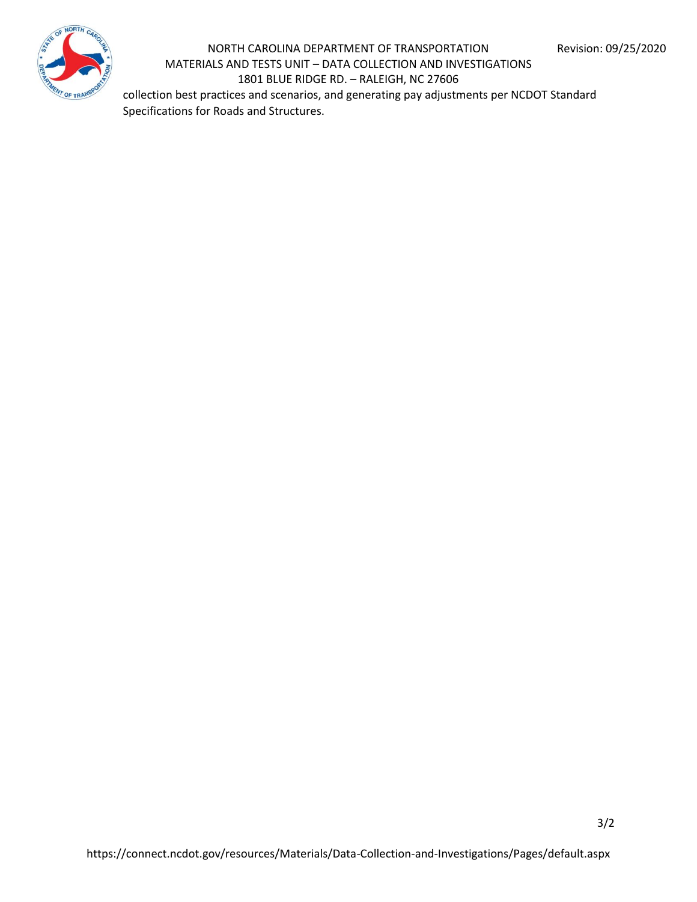collection best practices and scenarios, and generating pay adjustments per NCDOT Standard Specifications for Roads and Structures.